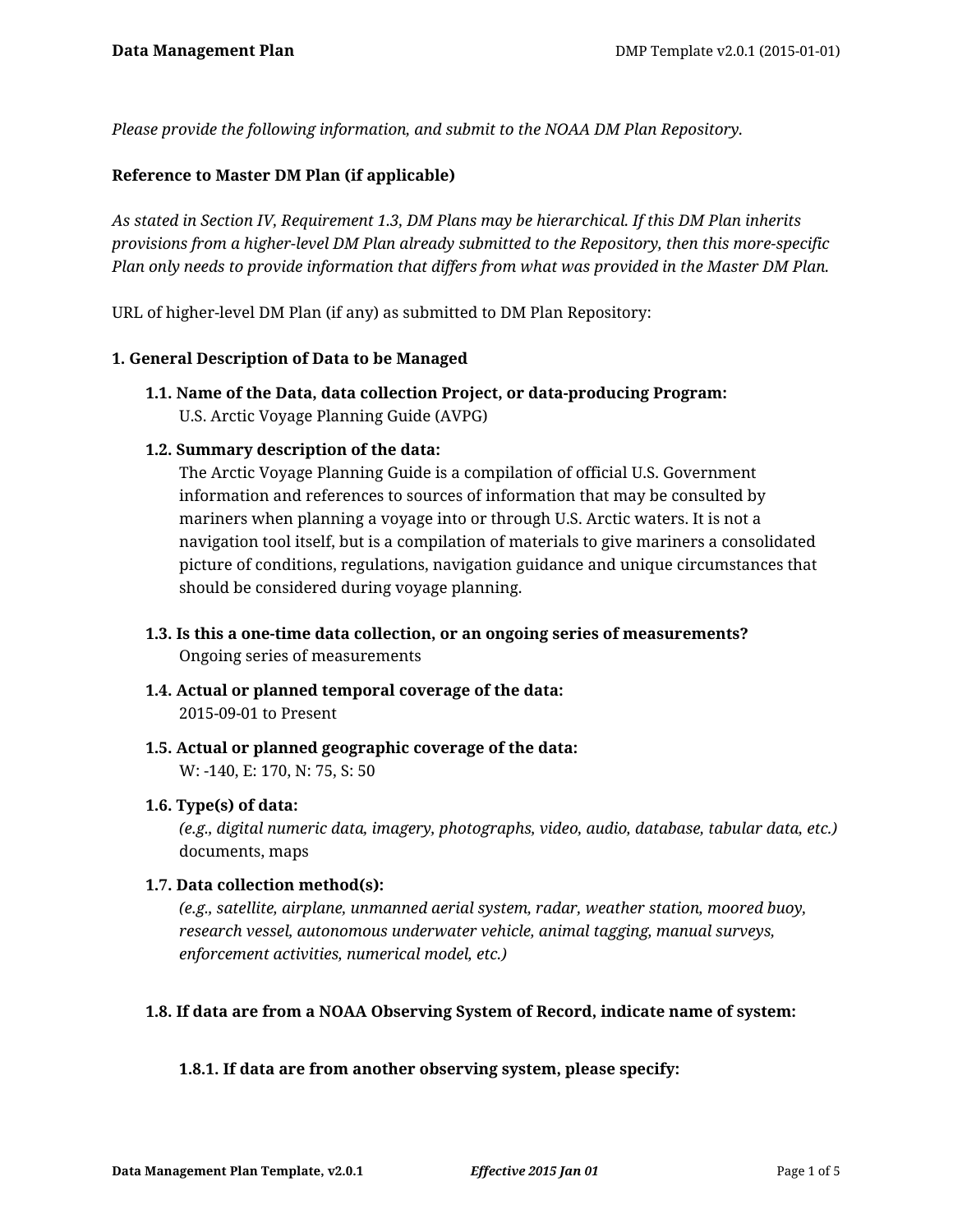*Please provide the following information, and submit to the NOAA DM Plan Repository.*

**Reference to Master DM Plan (if applicable)**

*As stated in Section IV, Requirement 1.3, DM Plans may be hierarchical. If this DM Plan inherits provisions from a higher-level DM Plan already submitted to the Repository, then this more-specific Plan only needs to provide information that differs from what was provided in the Master DM Plan.*

URL of higher-level DM Plan (if any) as submitted to DM Plan Repository:

## 1. General Description of Data to be Managed

### 1.1. Name of the Data, data collection Project, or data-producing Program:

U.S. Arctic Voyage Planning Guide (AVPG)

### 1.2. Summary description of the data:

The Arctic Voyage Planning Guide is a compilation of official U.S. Government information and references to sources of information that may be consulted by mariners when planning a voyage into or through U.S. Arctic waters. It is not a navigation tool itself, but is a compilation of materials to give mariners a consolidated picture of conditions, regulations, navigation guidance and unique circumstances that should be considered during voyage planning.

### 1.3. Is this a one-time data collection, or an ongoing series of measurements?

Ongoing series of measurements

### 1.4. Actual or planned temporal coverage of the data:

2015-09-01 to Present

### 1.5. Actual or planned geographic coverage of the data:

W: -140, E: 170, N: 75, S: 50

### 1.6. Type(s) of data:

*(e.g., digital numeric data, imagery, photographs, video, audio, database, tabular data, etc.)*

documents, maps

### 1.7. Data collection method(s):

*(e.g., satellite, airplane, unmanned aerial system, radar, weather station, moored buoy, research vessel, autonomous underwater vehicle, animal tagging, manual surveys, enforcement activities, numerical model, etc.)*

### 1.8. If data are from a NOAA Observing System of Record, indicate name of system:

#### 1.8.1. If data are from another observing system, please specify: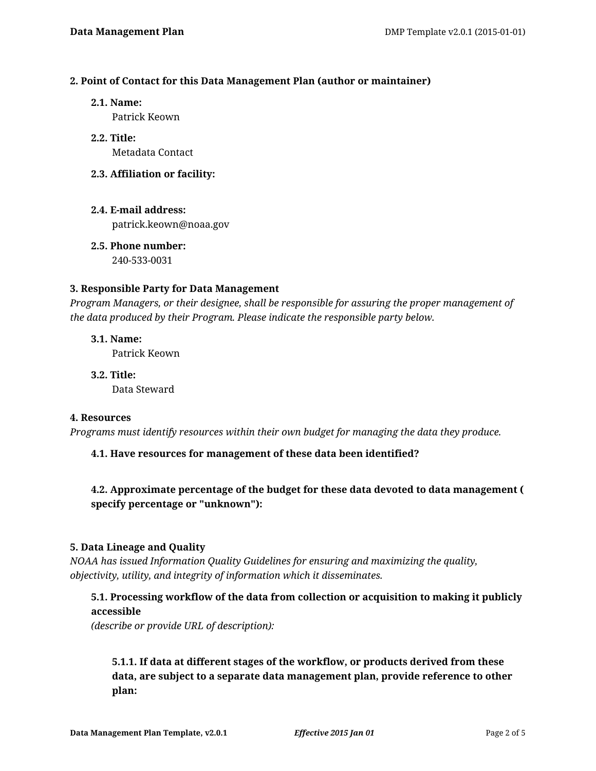### 2. Point of Contact for this Data Management Plan (author or maintainer)

**2.1. Name:**
Patrick Keown

**2.2. Title:**
Metadata Contact

**2.3. Affiliation or facility:**

**2.4. E-mail address:**
patrick.keown@noaa.gov

**2.5. Phone number:**
240-533-0031

### 3. Responsible Party for Data Management

*Program Managers, or their designee, shall be responsible for assuring the proper management of the data produced by their Program. Please indicate the responsible party below.*

**3.1. Name:**
Patrick Keown

**3.2. Title:**
Data Steward

### 4. Resources

*Programs must identify resources within their own budget for managing the data they produce.*

**4.1. Have resources for management of these data been identified?**

**4.2. Approximate percentage of the budget for these data devoted to data management ( specify percentage or "unknown"):**

### 5. Data Lineage and Quality

*NOAA has issued Information Quality Guidelines for ensuring and maximizing the quality, objectivity, utility, and integrity of information which it disseminates.*

**5.1. Processing workflow of the data from collection or acquisition to making it publicly accessible**
*(describe or provide URL of description):*

**5.1.1. If data at different stages of the workflow, or products derived from these data, are subject to a separate data management plan, provide reference to other plan:**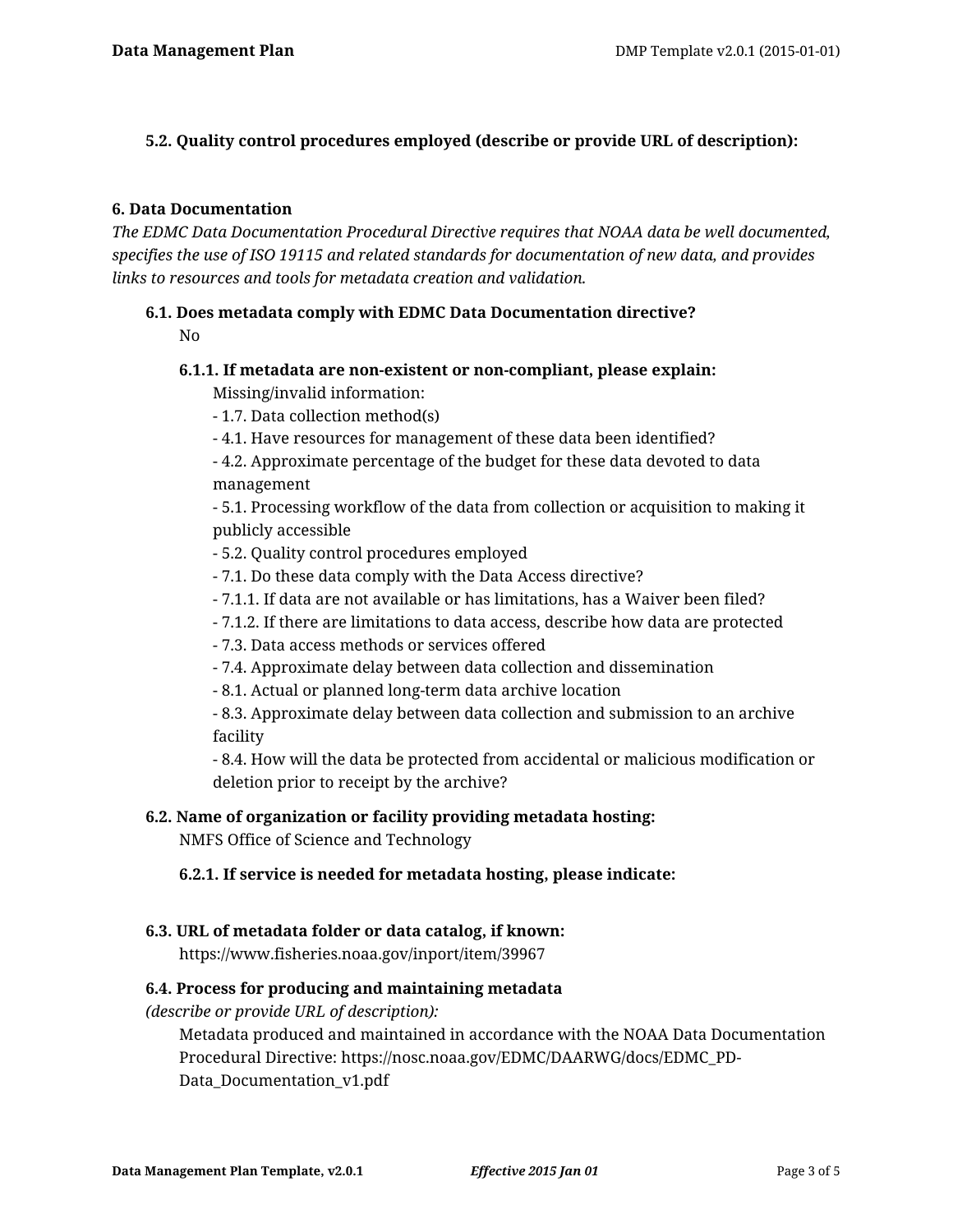### 5.2. Quality control procedures employed (describe or provide URL of description):

## 6. Data Documentation

*The EDMC Data Documentation Procedural Directive requires that NOAA data be well documented, specifies the use of ISO 19115 and related standards for documentation of new data, and provides links to resources and tools for metadata creation and validation.*

### 6.1. Does metadata comply with EDMC Data Documentation directive?

No

#### 6.1.1. If metadata are non-existent or non-compliant, please explain:

Missing/invalid information:
- 1.7. Data collection method(s)
- 4.1. Have resources for management of these data been identified?
- 4.2. Approximate percentage of the budget for these data devoted to data management
- 5.1. Processing workflow of the data from collection or acquisition to making it publicly accessible
- 5.2. Quality control procedures employed
- 7.1. Do these data comply with the Data Access directive?
- 7.1.1. If data are not available or has limitations, has a Waiver been filed?
- 7.1.2. If there are limitations to data access, describe how data are protected
- 7.3. Data access methods or services offered
- 7.4. Approximate delay between data collection and dissemination
- 8.1. Actual or planned long-term data archive location
- 8.3. Approximate delay between data collection and submission to an archive facility
- 8.4. How will the data be protected from accidental or malicious modification or deletion prior to receipt by the archive?

### 6.2. Name of organization or facility providing metadata hosting:

NMFS Office of Science and Technology

#### 6.2.1. If service is needed for metadata hosting, please indicate:

### 6.3. URL of metadata folder or data catalog, if known:

https://www.fisheries.noaa.gov/inport/item/39967

### 6.4. Process for producing and maintaining metadata

*(describe or provide URL of description):*

Metadata produced and maintained in accordance with the NOAA Data Documentation Procedural Directive: https://nosc.noaa.gov/EDMC/DAARWG/docs/EDMC_PD-Data_Documentation_v1.pdf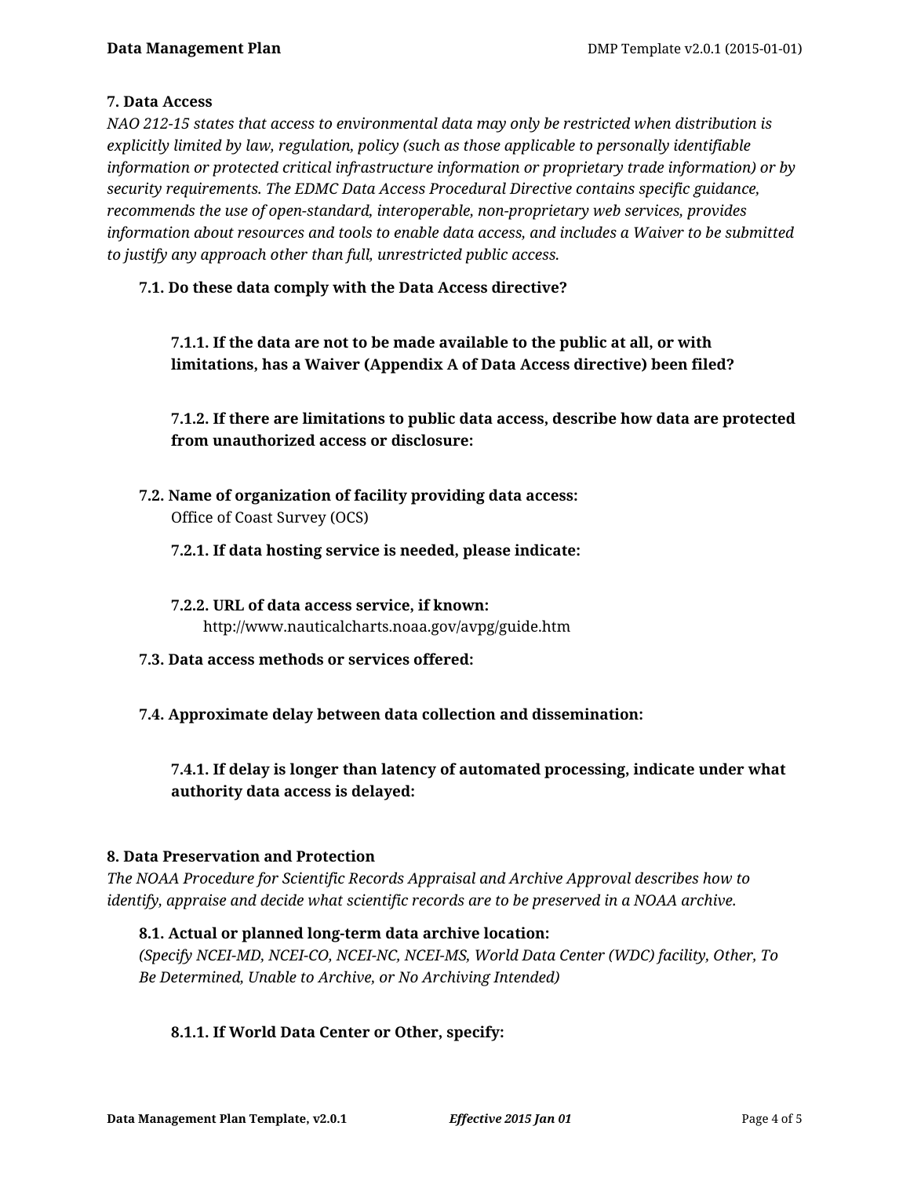### 7. Data Access

*NAO 212-15 states that access to environmental data may only be restricted when distribution is explicitly limited by law, regulation, policy (such as those applicable to personally identifiable information or protected critical infrastructure information or proprietary trade information) or by security requirements. The EDMC Data Access Procedural Directive contains specific guidance, recommends the use of open-standard, interoperable, non-proprietary web services, provides information about resources and tools to enable data access, and includes a Waiver to be submitted to justify any approach other than full, unrestricted public access.*

**7.1. Do these data comply with the Data Access directive?**

**7.1.1. If the data are not to be made available to the public at all, or with limitations, has a Waiver (Appendix A of Data Access directive) been filed?**

**7.1.2. If there are limitations to public data access, describe how data are protected from unauthorized access or disclosure:**

**7.2. Name of organization of facility providing data access:**

Office of Coast Survey (OCS)

**7.2.1. If data hosting service is needed, please indicate:**

**7.2.2. URL of data access service, if known:**

http://www.nauticalcharts.noaa.gov/avpg/guide.htm

**7.3. Data access methods or services offered:**

**7.4. Approximate delay between data collection and dissemination:**

**7.4.1. If delay is longer than latency of automated processing, indicate under what authority data access is delayed:**

### 8. Data Preservation and Protection

*The NOAA Procedure for Scientific Records Appraisal and Archive Approval describes how to identify, appraise and decide what scientific records are to be preserved in a NOAA archive.*

**8.1. Actual or planned long-term data archive location:**

*(Specify NCEI-MD, NCEI-CO, NCEI-NC, NCEI-MS, World Data Center (WDC) facility, Other, To Be Determined, Unable to Archive, or No Archiving Intended)*

**8.1.1. If World Data Center or Other, specify:**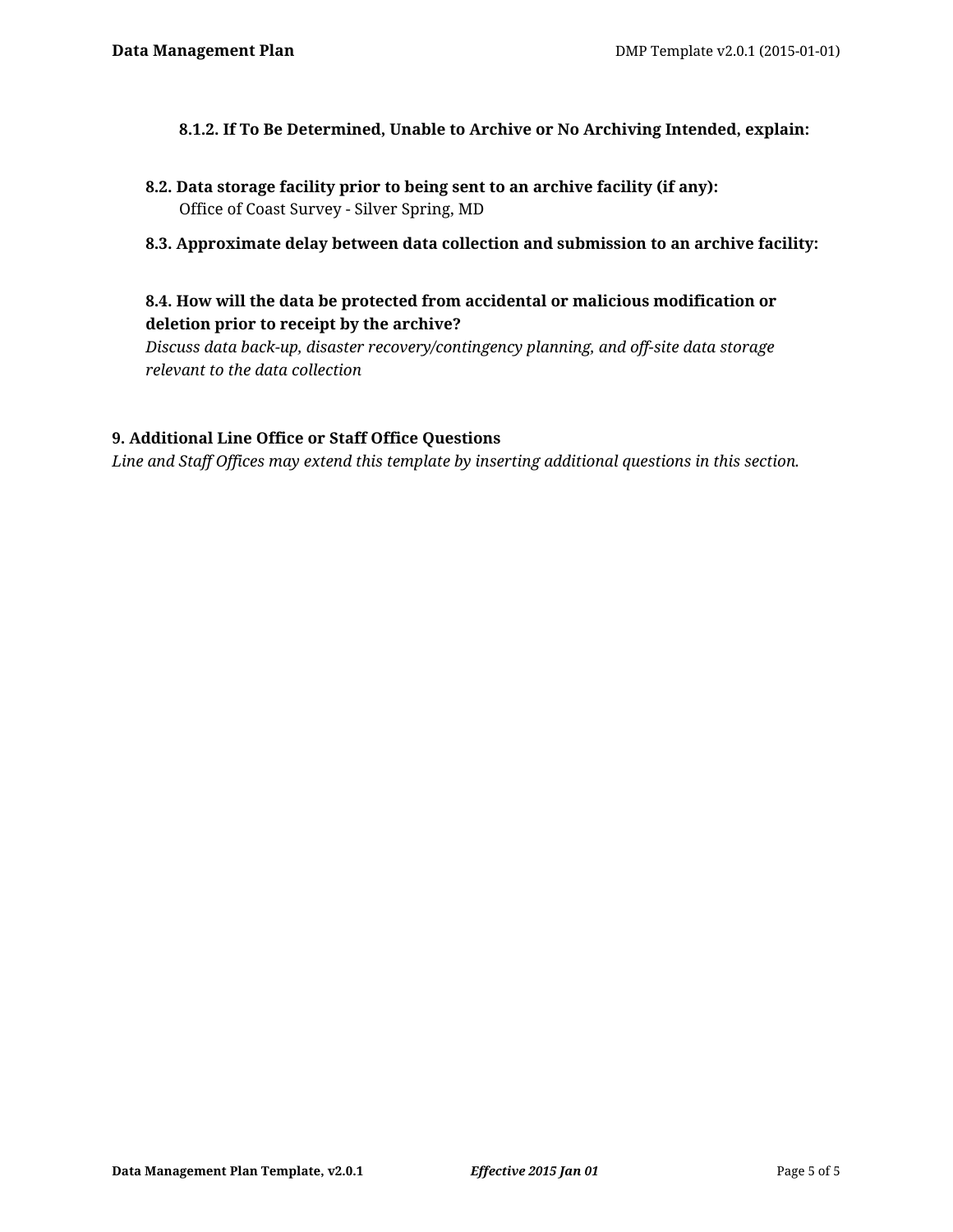#### 8.1.2. If To Be Determined, Unable to Archive or No Archiving Intended, explain:

### 8.2. Data storage facility prior to being sent to an archive facility (if any):

Office of Coast Survey - Silver Spring, MD

### 8.3. Approximate delay between data collection and submission to an archive facility:

### 8.4. How will the data be protected from accidental or malicious modification or deletion prior to receipt by the archive?

*Discuss data back-up, disaster recovery/contingency planning, and off-site data storage relevant to the data collection*

## 9. Additional Line Office or Staff Office Questions

*Line and Staff Offices may extend this template by inserting additional questions in this section.*